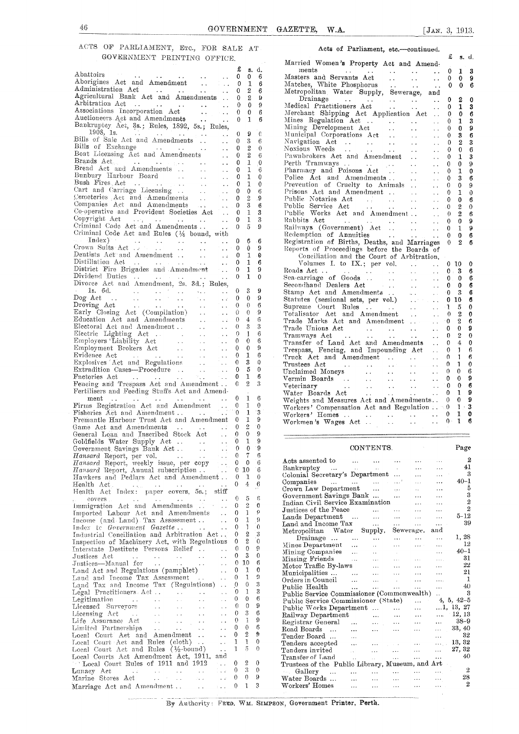## ACTS OF PARLIAMENT, ETC., FOR SALE AT GOVERNMENT PRINTING OFFICE.

| | £ | s. | d. |
|---|---|---|---|
| Abattoirs | 0 | 0 | 6 |
| Aborigines Act and Amendment | 0 | 1 | 6 |
| Administration Act | 0 | 2 | 6 |
| Agricultural Bank Act and Amendments | 0 | 2 | 9 |
| Arbitration Act | 0 | 0 | 9 |
| Associations Incorporation Act | 0 | 0 | 6 |
| Auctioneers Act and Amendments | 0 | 1 | 6 |
| Bankruptcy Act, 3s.; Rules, 1892, 5s.; Rules, 1908, 1s. | 0 | 9 | 0 |
| Bills of Sale Act and Amendments | 0 | 3 | 6 |
| Bills of Exchange | 0 | 2 | 0 |
| Boat Licensing Act and Amendments | 0 | 2 | 6 |
| Brands Act | 0 | 1 | 0 |
| Bread Act and Amendments | 0 | 1 | 6 |
| Bunbury Harbour Board | 0 | 1 | 0 |
| Bush Fires Act | 0 | 1 | 0 |
| Cart and Carriage Licensing | 0 | 0 | 6 |
| Cemeteries Act and Amendments | 0 | 2 | 9 |
| Companies Act and Amendments | 0 | 3 | 6 |
| Co-operative and Provident Societies Act | 0 | 1 | 3 |
| Copyright Act | 0 | 1 | 3 |
| Criminal Code Act and Amendments | 0 | 5 | 9 |
| Criminal Code Act and Rules (½ bound, with Index) | 0 | 6 | 6 |
| Crown Suits Act | 0 | 0 | 9 |
| Dentists Act and Amendment | 0 | 1 | 9 |
| Distillation Act | 0 | 1 | 6 |
| District Fire Brigades and Amendment | 0 | 1 | 9 |
| Dividend Duties | 0 | 1 | 0 |
| Divorce Act and Amendment, 2s. 3d.; Rules, 1s. 6d. | 0 | 3 | 9 |
| Dog Act | 0 | 0 | 9 |
| Droving Act | 0 | 0 | 6 |
| Early Closing Act (Compilation) | 0 | 0 | 9 |
| Education Act and Amendments | 0 | 4 | 6 |
| Electoral Act and Amendment | 0 | 3 | 3 |
| Electric Lighting Act | 0 | 1 | 6 |
| Employers' Liability Act | 0 | 0 | 6 |
| Employment Brokers Act | 0 | 0 | 9 |
| Evidence Act | 0 | 1 | 6 |
| Explosives Act and Regulations | 0 | 3 | 0 |
| Extradition Cases—Procedure | 0 | 5 | 0 |
| Factories Act | 0 | 1 | 6 |
| Fencing and Trespass Act and Amendment | 0 | 2 | 3 |
| Fertilisers and Feeding Stuffs Act and Amendment | 0 | 1 | 6 |
| Firms Registration Act and Amendment | 0 | 1 | 0 |
| Fisheries Act and Amendment | 0 | 1 | 3 |
| Fremantle Harbour Trust Act and Amendment | 0 | 1 | 9 |
| Game Act and Amendments | 0 | 2 | 0 |
| General Loan and Inscribed Stock Act | 0 | 0 | 9 |
| Goldfields Water Supply Act | 0 | 1 | 9 |
| Government Savings Bank Act | 0 | 0 | 9 |
| *Hansard* Report, per vol. | 0 | 7 | 6 |
| *Hansard* Report, weekly issue, per copy | 0 | 0 | 6 |
| *Hansard* Report, Annual subscription | 0 | 10 | 6 |
| Hawkers and Pedlars Act and Amendment | 0 | 1 | 0 |
| Health Act | 0 | 4 | 6 |
| Health Act Index: paper covers, 5s.; stiff covers | 0 | 5 | 6 |
| Immigration Act and Amendments | 0 | 2 | 0 |
| Imported Labour Act and Amendments | 0 | 1 | 9 |
| Income (and Land) Tax Assessment | 0 | 1 | 9 |
| Index to *Government Gazette* | 0 | 1 | 0 |
| Industrial Conciliation and Arbitration Act | 0 | 2 | 3 |
| Inspection of Machinery Act, with Regulations | 0 | 2 | 0 |
| Interstate Destitute Persons Relief | 0 | 0 | 9 |
| Justices Act | 0 | 3 | 0 |
| Justices—Manual for | 0 | 10 | 6 |
| Land Act and Regulations (pamphlet) | 0 | 1 | 0 |
| Land and Income Tax Assessment | 0 | 1 | 9 |
| Land Tax and Income Tax (Regulations) | 0 | 0 | 3 |
| Legal Practitioners Act | 0 | 1 | 3 |
| Legitimation | 0 | 0 | 6 |
| Licensed Surveyors | 0 | 0 | 9 |
| Licensing Act | 0 | 3 | 6 |
| Life Assurance Act | 0 | 1 | 9 |
| Limited Partnerships | 0 | 0 | 6 |
| Local Court Act and Amendment | 0 | 2 | 9 |
| Local Court Act and Rules (cloth) | 1 | 1 | 0 |
| Local Court Act and Rules (½-bound) | 1 | 5 | 0 |
| Local Courts Act Amendment Act, 1911, and Local Court Rules of 1911 and 1912 | 0 | 2 | 0 |
| Lunacy Act | 0 | 3 | 0 |
| Marine Stores Act | 0 | 0 | 9 |
| Marriage Act and Amendment | 0 | 1 | 3 |
| Married Women's Property Act and Amendments | 0 | 1 | 3 |
| Masters and Servants Act | 0 | 0 | 9 |
| Matches, White Phosphorus | 0 | 0 | 6 |
| Metropolitan Water Supply, Sewerage, and Drainage | 0 | 2 | 0 |
| Medical Practitioners Act | 0 | 1 | 3 |
| Merchant Shipping Act Application Act | 0 | 0 | 6 |
| Mines Regulation Act | 0 | 1 | 3 |
| Mining Development Act | 0 | 0 | 9 |
| Municipal Corporations Act | 0 | 3 | 6 |
| Navigation Act | 0 | 2 | 3 |
| Noxious Weeds | 0 | 0 | 6 |
| Pawnbrokers Act and Amendment | 0 | 1 | 3 |
| Perth Tramways | 0 | 0 | 9 |
| Pharmacy and Poisons Act | 0 | 1 | 0 |
| Police Act and Amendments | 0 | 3 | 6 |
| Prevention of Cruelty to Animals | 0 | 0 | 9 |
| Prisons Act and Amendment | 0 | 1 | 0 |
| Public Notaries Act | 0 | 0 | 6 |
| Public Service Act | 0 | 2 | 0 |
| Public Works Act and Amendment | 0 | 2 | 6 |
| Rabbits Act | 0 | 0 | 9 |
| Railways (Government) Act | 0 | 1 | 9 |
| Redemption of Annuities | 0 | 0 | 6 |
| Registration of Births, Deaths, and Marriages | 0 | 2 | 6 |
| Reports of Proceedings before the Boards of Conciliation and the Court of Arbitration, Volumes I. to IX.; per vol. | 0 | 10 | 0 |
| Roads Act | 0 | 3 | 6 |
| Sea-carriage of Goods | 0 | 0 | 6 |
| Secondhand Dealers Act | 0 | 0 | 6 |
| Stamp Act and Amendments | 0 | 3 | 6 |
| Statutes (sessional sets, per vol.) | 0 | 10 | 6 |
| Supreme Court Rules | 1 | 5 | 0 |
| Totalisator Act and Amendment | 0 | 2 | 0 |
| Trade Marks Act and Amendment | 0 | 2 | 6 |
| Trade Unions Act | 0 | 0 | 9 |
| Tramways Act | 0 | 2 | 0 |
| Transfer of Land Act and Amendments | 0 | 4 | 0 |
| Trespass, Fencing, and Impounding Act | 0 | 1 | 6 |
| Truck Act and Amendment | 0 | 1 | 6 |
| Trustees Act | 0 | 1 | 0 |
| Unclaimed Moneys | 0 | 0 | 6 |
| Vermin Boards | 0 | 0 | 9 |
| Veterinary | 0 | 0 | 6 |
| Water Boards Act | 0 | 1 | 9 |
| Weights and Measures Act and Amendments | 0 | 0 | 9 |
| Workers' Compensation Act and Regulation | 0 | 1 | 3 |
| Workers' Homes | 0 | 1 | 0 |
| Workmen's Wages Act | 0 | 1 | 6 |

## CONTENTS.

| | Page |
|---|---|
| Acts assented to | 2 |
| Bankruptcy | 41 |
| Colonial Secretary's Department | 3 |
| Companies | 40–1 |
| Crown Law Department | 5 |
| Government Savings Bank | 3 |
| Indian Civil Service Examination | 2 |
| Justices of the Peace | 2 |
| Lands Department | 5–12 |
| Land and Income Tax | 39 |
| Metropolitan Water Supply, Sewerage, and Drainage | 1, 28 |
| Mines Department | 12 |
| Mining Companies | 40–1 |
| Missing Friends | 31 |
| Motor Traffic By-laws | 22 |
| Municipalities | 21 |
| Orders in Council | 1 |
| Public Health | 40 |
| Public Service Commissioner (Commonwealth) | 3 |
| Public Service Commissioner (State) | 4, 5, 42–5 |
| Public Works Department | 1, 13, 27 |
| Railway Department | 12, 13 |
| Registrar General | 38–9 |
| Road Boards | 33, 40 |
| Tender Board | 32 |
| Tenders accepted | 13, 32 |
| Tenders invited | 27, 32 |
| Transfer of Land | 40 |
| Trustees of the Public Library, Museum, and Art Gallery | 2 |
| Water Boards | 28 |
| Workers' Homes | 2 |

By Authority: FRED. WM. SIMPSON, Government Printer, Perth.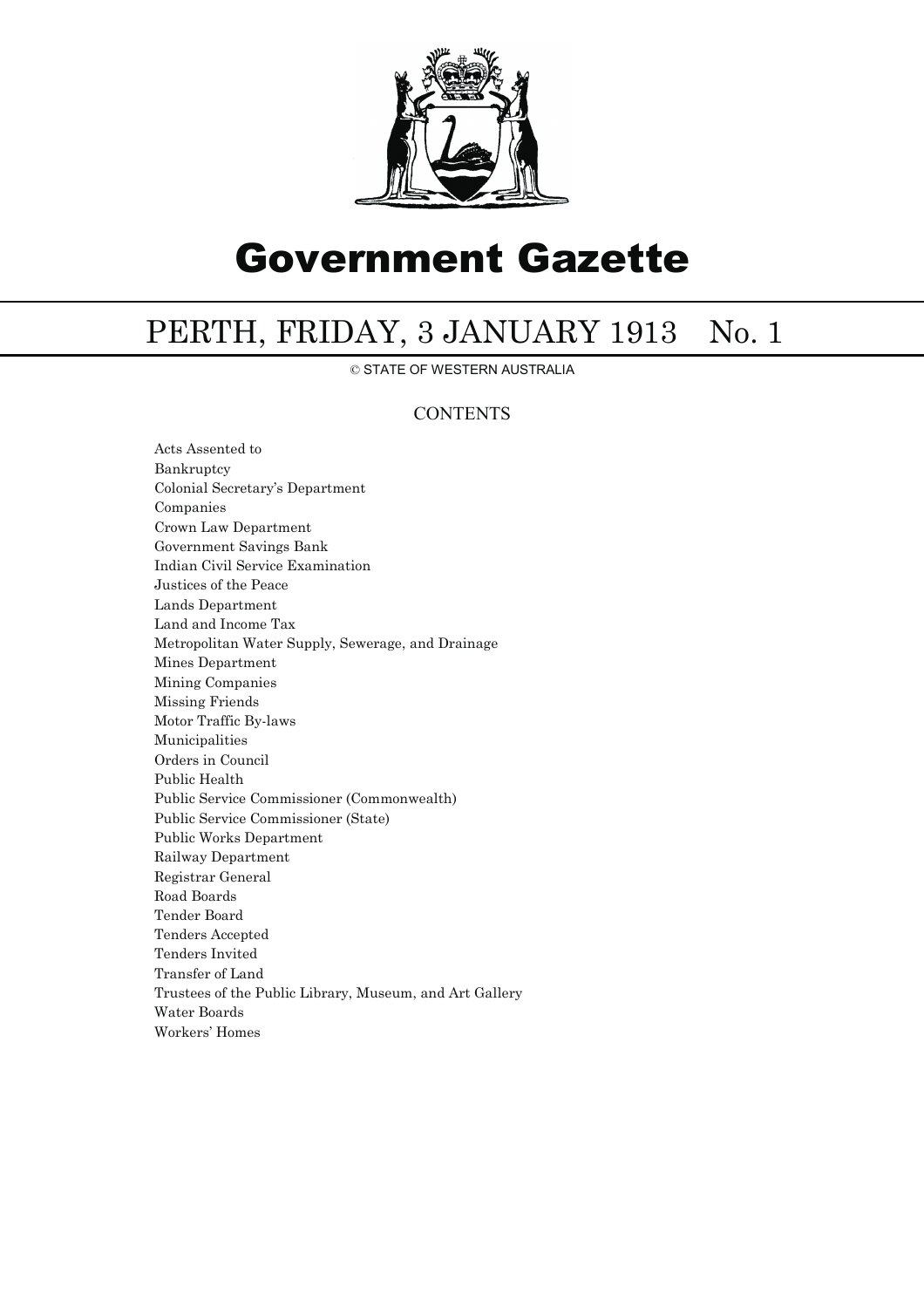# Government Gazette

## PERTH, FRIDAY, 3 JANUARY 1913 No. 1

© STATE OF WESTERN AUSTRALIA

### CONTENTS

Acts Assented to
Bankruptcy
Colonial Secretary's Department
Companies
Crown Law Department
Government Savings Bank
Indian Civil Service Examination
Justices of the Peace
Lands Department
Land and Income Tax
Metropolitan Water Supply, Sewerage, and Drainage
Mines Department
Mining Companies
Missing Friends
Motor Traffic By-laws
Municipalities
Orders in Council
Public Health
Public Service Commissioner (Commonwealth)
Public Service Commissioner (State)
Public Works Department
Railway Department
Registrar General
Road Boards
Tender Board
Tenders Accepted
Tenders Invited
Transfer of Land
Trustees of the Public Library, Museum, and Art Gallery
Water Boards
Workers' Homes